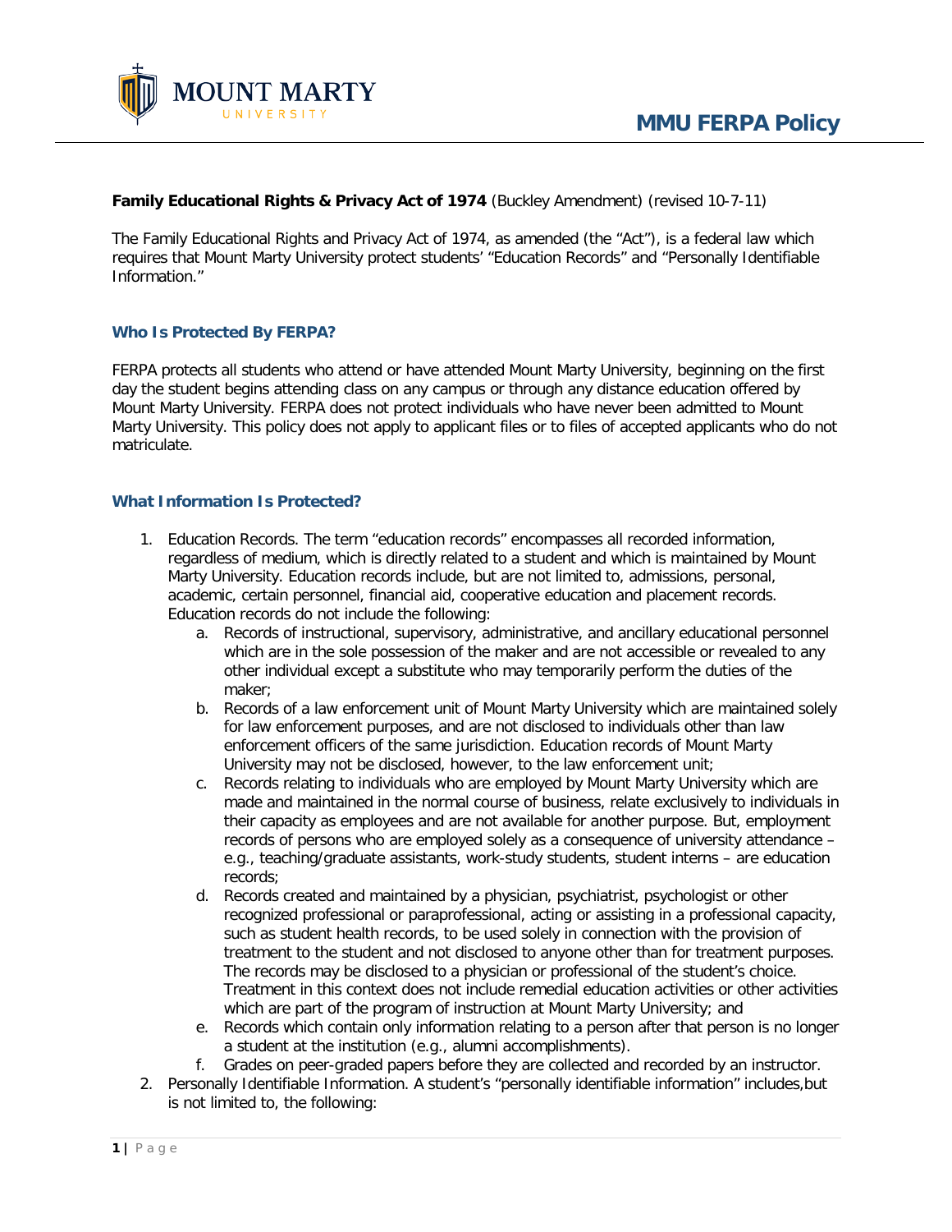# MMU FERPA Policy

**Family Educational Rights & Privacy Act of 1974** (Buckley Amendment) (revised 10-7-11)

The Family Educational Rights and Privacy Act of 1974, as amended (the "Act"), is a federal law which requires that Mount Marty University protect students' "Education Records" and "Personally Identifiable Information."

## Who Is Protected By FERPA?

FERPA protects all students who attend or have attended Mount Marty University, beginning on the first day the student begins attending class on any campus or through any distance education offered by Mount Marty University. FERPA does not protect individuals who have never been admitted to Mount Marty University. This policy does not apply to applicant files or to files of accepted applicants who do not matriculate.

## What Information Is Protected?

1. Education Records. The term "education records" encompasses all recorded information, regardless of medium, which is directly related to a student and which is maintained by Mount Marty University. Education records include, but are not limited to, admissions, personal, academic, certain personnel, financial aid, cooperative education and placement records. Education records do not include the following:
   a. Records of instructional, supervisory, administrative, and ancillary educational personnel which are in the sole possession of the maker and are not accessible or revealed to any other individual except a substitute who may temporarily perform the duties of the maker;
   b. Records of a law enforcement unit of Mount Marty University which are maintained solely for law enforcement purposes, and are not disclosed to individuals other than law enforcement officers of the same jurisdiction. Education records of Mount Marty University may not be disclosed, however, to the law enforcement unit;
   c. Records relating to individuals who are employed by Mount Marty University which are made and maintained in the normal course of business, relate exclusively to individuals in their capacity as employees and are not available for another purpose. But, employment records of persons who are employed solely as a consequence of university attendance – e.g., teaching/graduate assistants, work-study students, student interns – are education records;
   d. Records created and maintained by a physician, psychiatrist, psychologist or other recognized professional or paraprofessional, acting or assisting in a professional capacity, such as student health records, to be used solely in connection with the provision of treatment to the student and not disclosed to anyone other than for treatment purposes. The records may be disclosed to a physician or professional of the student's choice. Treatment in this context does not include remedial education activities or other activities which are part of the program of instruction at Mount Marty University; and
   e. Records which contain only information relating to a person after that person is no longer a student at the institution (e.g., alumni accomplishments).
   f. Grades on peer-graded papers before they are collected and recorded by an instructor.
2. Personally Identifiable Information. A student's "personally identifiable information" includes,but is not limited to, the following: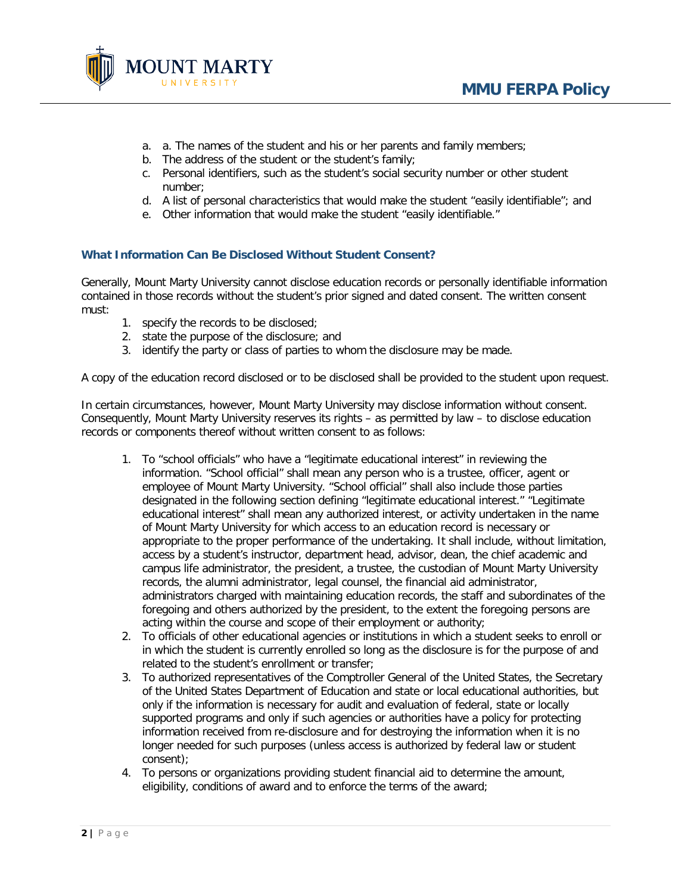a. a. The names of the student and his or her parents and family members;
b. The address of the student or the student's family;
c. Personal identifiers, such as the student's social security number or other student number;
d. A list of personal characteristics that would make the student "easily identifiable"; and
e. Other information that would make the student "easily identifiable."

### What Information Can Be Disclosed Without Student Consent?

Generally, Mount Marty University cannot disclose education records or personally identifiable information contained in those records without the student's prior signed and dated consent. The written consent must:

1. specify the records to be disclosed;
2. state the purpose of the disclosure; and
3. identify the party or class of parties to whom the disclosure may be made.

A copy of the education record disclosed or to be disclosed shall be provided to the student upon request.

In certain circumstances, however, Mount Marty University may disclose information without consent. Consequently, Mount Marty University reserves its rights – as permitted by law – to disclose education records or components thereof without written consent to as follows:

1. To "school officials" who have a "legitimate educational interest" in reviewing the information. "School official" shall mean any person who is a trustee, officer, agent or employee of Mount Marty University. "School official" shall also include those parties designated in the following section defining "legitimate educational interest." "Legitimate educational interest" shall mean any authorized interest, or activity undertaken in the name of Mount Marty University for which access to an education record is necessary or appropriate to the proper performance of the undertaking. It shall include, without limitation, access by a student's instructor, department head, advisor, dean, the chief academic and campus life administrator, the president, a trustee, the custodian of Mount Marty University records, the alumni administrator, legal counsel, the financial aid administrator, administrators charged with maintaining education records, the staff and subordinates of the foregoing and others authorized by the president, to the extent the foregoing persons are acting within the course and scope of their employment or authority;
2. To officials of other educational agencies or institutions in which a student seeks to enroll or in which the student is currently enrolled so long as the disclosure is for the purpose of and related to the student's enrollment or transfer;
3. To authorized representatives of the Comptroller General of the United States, the Secretary of the United States Department of Education and state or local educational authorities, but only if the information is necessary for audit and evaluation of federal, state or locally supported programs and only if such agencies or authorities have a policy for protecting information received from re-disclosure and for destroying the information when it is no longer needed for such purposes (unless access is authorized by federal law or student consent);
4. To persons or organizations providing student financial aid to determine the amount, eligibility, conditions of award and to enforce the terms of the award;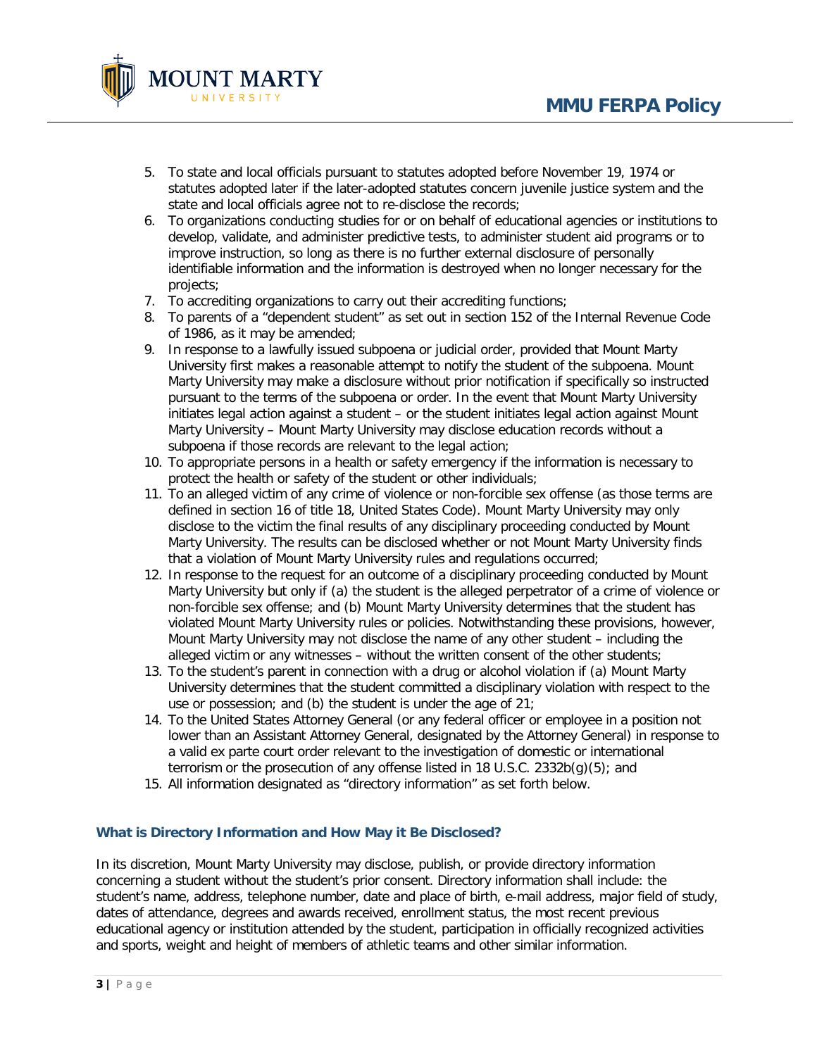5. To state and local officials pursuant to statutes adopted before November 19, 1974 or statutes adopted later if the later-adopted statutes concern juvenile justice system and the state and local officials agree not to re-disclose the records;
6. To organizations conducting studies for or on behalf of educational agencies or institutions to develop, validate, and administer predictive tests, to administer student aid programs or to improve instruction, so long as there is no further external disclosure of personally identifiable information and the information is destroyed when no longer necessary for the projects;
7. To accrediting organizations to carry out their accrediting functions;
8. To parents of a "dependent student" as set out in section 152 of the Internal Revenue Code of 1986, as it may be amended;
9. In response to a lawfully issued subpoena or judicial order, provided that Mount Marty University first makes a reasonable attempt to notify the student of the subpoena. Mount Marty University may make a disclosure without prior notification if specifically so instructed pursuant to the terms of the subpoena or order. In the event that Mount Marty University initiates legal action against a student – or the student initiates legal action against Mount Marty University – Mount Marty University may disclose education records without a subpoena if those records are relevant to the legal action;
10. To appropriate persons in a health or safety emergency if the information is necessary to protect the health or safety of the student or other individuals;
11. To an alleged victim of any crime of violence or non-forcible sex offense (as those terms are defined in section 16 of title 18, United States Code). Mount Marty University may only disclose to the victim the final results of any disciplinary proceeding conducted by Mount Marty University. The results can be disclosed whether or not Mount Marty University finds that a violation of Mount Marty University rules and regulations occurred;
12. In response to the request for an outcome of a disciplinary proceeding conducted by Mount Marty University but only if (a) the student is the alleged perpetrator of a crime of violence or non-forcible sex offense; and (b) Mount Marty University determines that the student has violated Mount Marty University rules or policies. Notwithstanding these provisions, however, Mount Marty University may not disclose the name of any other student – including the alleged victim or any witnesses – without the written consent of the other students;
13. To the student's parent in connection with a drug or alcohol violation if (a) Mount Marty University determines that the student committed a disciplinary violation with respect to the use or possession; and (b) the student is under the age of 21;
14. To the United States Attorney General (or any federal officer or employee in a position not lower than an Assistant Attorney General, designated by the Attorney General) in response to a valid ex parte court order relevant to the investigation of domestic or international terrorism or the prosecution of any offense listed in 18 U.S.C. 2332b(g)(5); and
15. All information designated as "directory information" as set forth below.

### What is Directory Information and How May it Be Disclosed?

In its discretion, Mount Marty University may disclose, publish, or provide directory information concerning a student without the student's prior consent. Directory information shall include: the student's name, address, telephone number, date and place of birth, e-mail address, major field of study, dates of attendance, degrees and awards received, enrollment status, the most recent previous educational agency or institution attended by the student, participation in officially recognized activities and sports, weight and height of members of athletic teams and other similar information.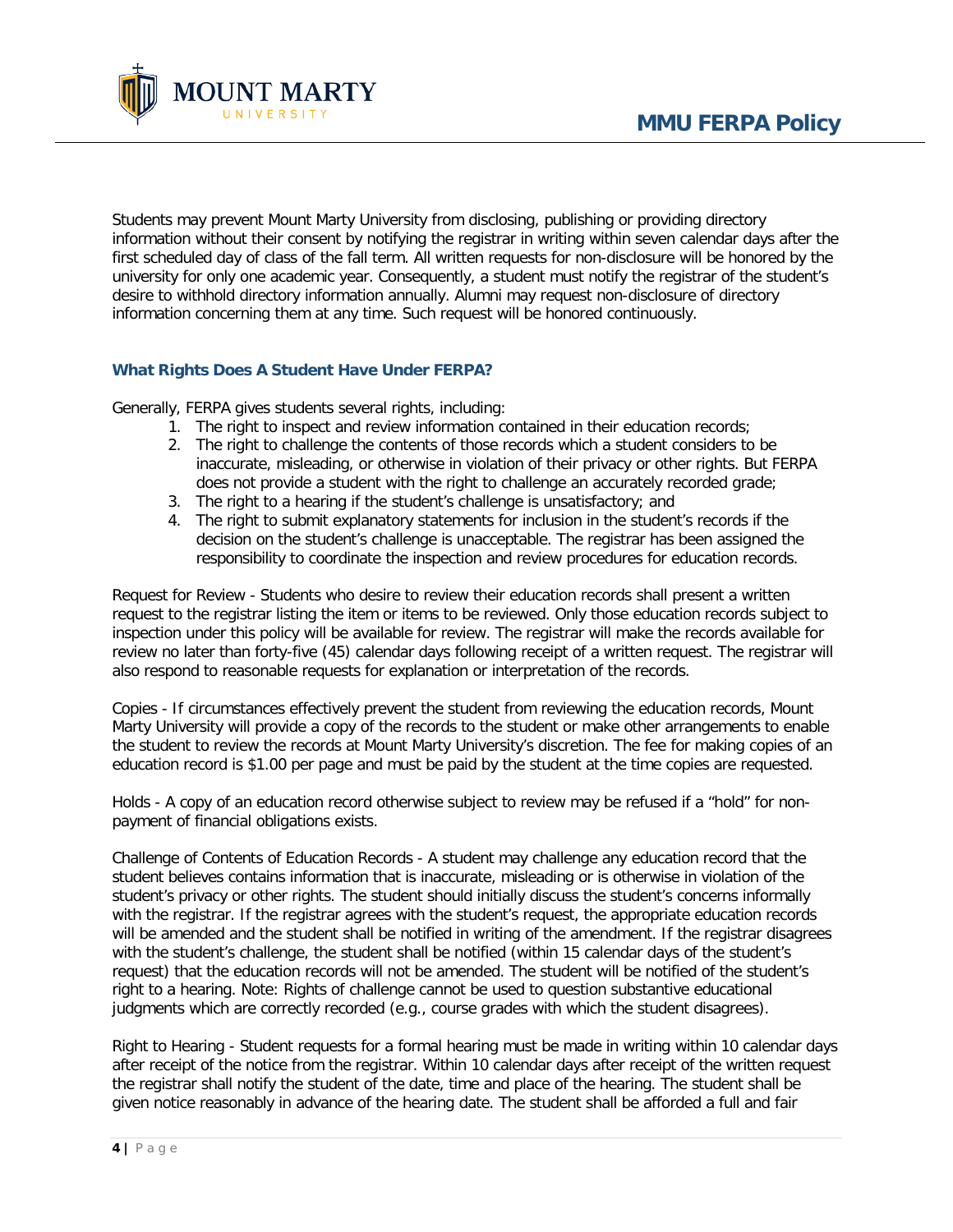Students may prevent Mount Marty University from disclosing, publishing or providing directory information without their consent by notifying the registrar in writing within seven calendar days after the first scheduled day of class of the fall term. All written requests for non-disclosure will be honored by the university for only one academic year. Consequently, a student must notify the registrar of the student's desire to withhold directory information annually. Alumni may request non-disclosure of directory information concerning them at any time. Such request will be honored continuously.

### What Rights Does A Student Have Under FERPA?

Generally, FERPA gives students several rights, including:

1. The right to inspect and review information contained in their education records;
2. The right to challenge the contents of those records which a student considers to be inaccurate, misleading, or otherwise in violation of their privacy or other rights. But FERPA does not provide a student with the right to challenge an accurately recorded grade;
3. The right to a hearing if the student's challenge is unsatisfactory; and
4. The right to submit explanatory statements for inclusion in the student's records if the decision on the student's challenge is unacceptable. The registrar has been assigned the responsibility to coordinate the inspection and review procedures for education records.

Request for Review - Students who desire to review their education records shall present a written request to the registrar listing the item or items to be reviewed. Only those education records subject to inspection under this policy will be available for review. The registrar will make the records available for review no later than forty-five (45) calendar days following receipt of a written request. The registrar will also respond to reasonable requests for explanation or interpretation of the records.

Copies - If circumstances effectively prevent the student from reviewing the education records, Mount Marty University will provide a copy of the records to the student or make other arrangements to enable the student to review the records at Mount Marty University's discretion. The fee for making copies of an education record is $1.00 per page and must be paid by the student at the time copies are requested.

Holds - A copy of an education record otherwise subject to review may be refused if a "hold" for non-payment of financial obligations exists.

Challenge of Contents of Education Records - A student may challenge any education record that the student believes contains information that is inaccurate, misleading or is otherwise in violation of the student's privacy or other rights. The student should initially discuss the student's concerns informally with the registrar. If the registrar agrees with the student's request, the appropriate education records will be amended and the student shall be notified in writing of the amendment. If the registrar disagrees with the student's challenge, the student shall be notified (within 15 calendar days of the student's request) that the education records will not be amended. The student will be notified of the student's right to a hearing. Note: Rights of challenge cannot be used to question substantive educational judgments which are correctly recorded (e.g., course grades with which the student disagrees).

Right to Hearing - Student requests for a formal hearing must be made in writing within 10 calendar days after receipt of the notice from the registrar. Within 10 calendar days after receipt of the written request the registrar shall notify the student of the date, time and place of the hearing. The student shall be given notice reasonably in advance of the hearing date. The student shall be afforded a full and fair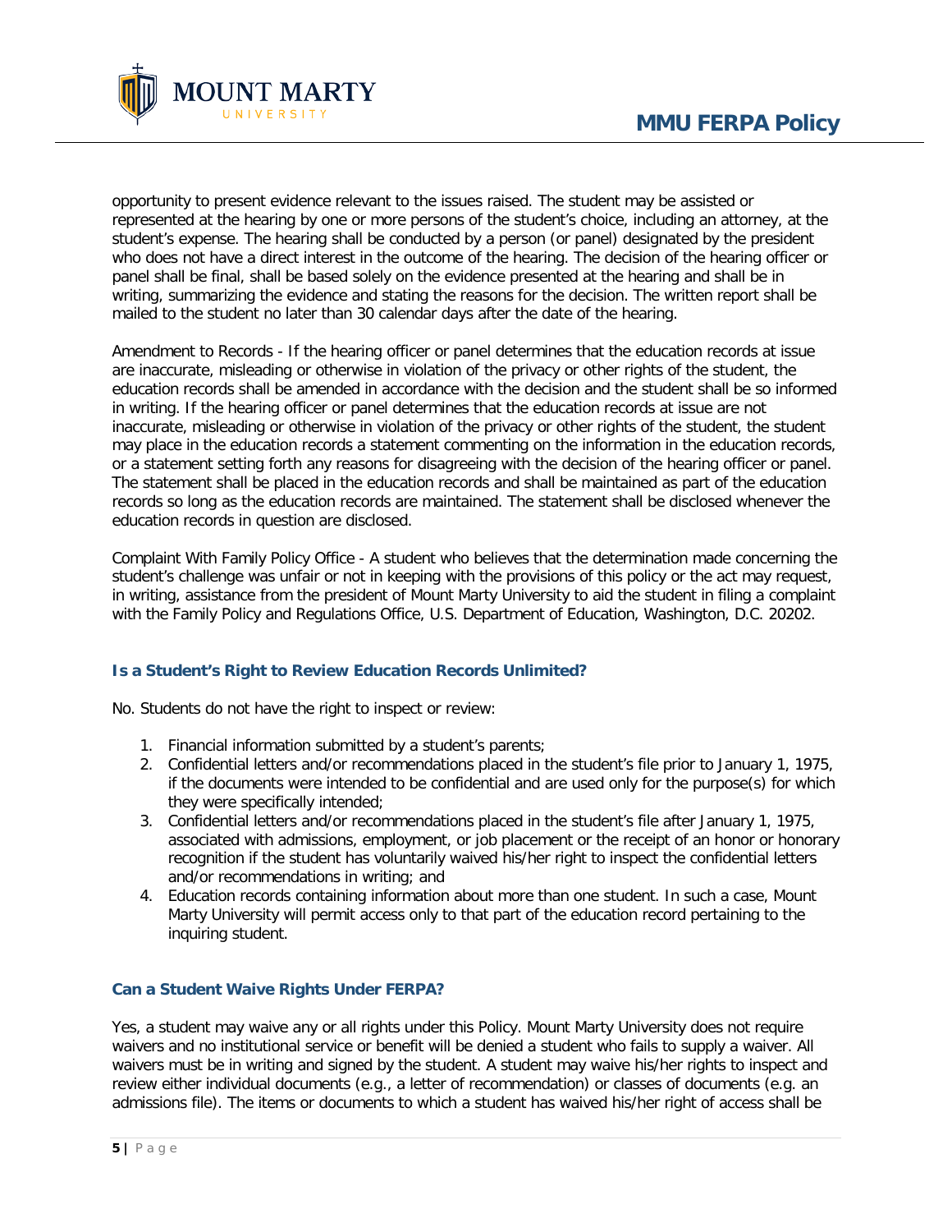opportunity to present evidence relevant to the issues raised. The student may be assisted or represented at the hearing by one or more persons of the student's choice, including an attorney, at the student's expense. The hearing shall be conducted by a person (or panel) designated by the president who does not have a direct interest in the outcome of the hearing. The decision of the hearing officer or panel shall be final, shall be based solely on the evidence presented at the hearing and shall be in writing, summarizing the evidence and stating the reasons for the decision. The written report shall be mailed to the student no later than 30 calendar days after the date of the hearing.

Amendment to Records - If the hearing officer or panel determines that the education records at issue are inaccurate, misleading or otherwise in violation of the privacy or other rights of the student, the education records shall be amended in accordance with the decision and the student shall be so informed in writing. If the hearing officer or panel determines that the education records at issue are not inaccurate, misleading or otherwise in violation of the privacy or other rights of the student, the student may place in the education records a statement commenting on the information in the education records, or a statement setting forth any reasons for disagreeing with the decision of the hearing officer or panel. The statement shall be placed in the education records and shall be maintained as part of the education records so long as the education records are maintained. The statement shall be disclosed whenever the education records in question are disclosed.

Complaint With Family Policy Office - A student who believes that the determination made concerning the student's challenge was unfair or not in keeping with the provisions of this policy or the act may request, in writing, assistance from the president of Mount Marty University to aid the student in filing a complaint with the Family Policy and Regulations Office, U.S. Department of Education, Washington, D.C. 20202.

### Is a Student's Right to Review Education Records Unlimited?

No. Students do not have the right to inspect or review:

1. Financial information submitted by a student's parents;
2. Confidential letters and/or recommendations placed in the student's file prior to January 1, 1975, if the documents were intended to be confidential and are used only for the purpose(s) for which they were specifically intended;
3. Confidential letters and/or recommendations placed in the student's file after January 1, 1975, associated with admissions, employment, or job placement or the receipt of an honor or honorary recognition if the student has voluntarily waived his/her right to inspect the confidential letters and/or recommendations in writing; and
4. Education records containing information about more than one student. In such a case, Mount Marty University will permit access only to that part of the education record pertaining to the inquiring student.

### Can a Student Waive Rights Under FERPA?

Yes, a student may waive any or all rights under this Policy. Mount Marty University does not require waivers and no institutional service or benefit will be denied a student who fails to supply a waiver. All waivers must be in writing and signed by the student. A student may waive his/her rights to inspect and review either individual documents (e.g., a letter of recommendation) or classes of documents (e.g. an admissions file). The items or documents to which a student has waived his/her right of access shall be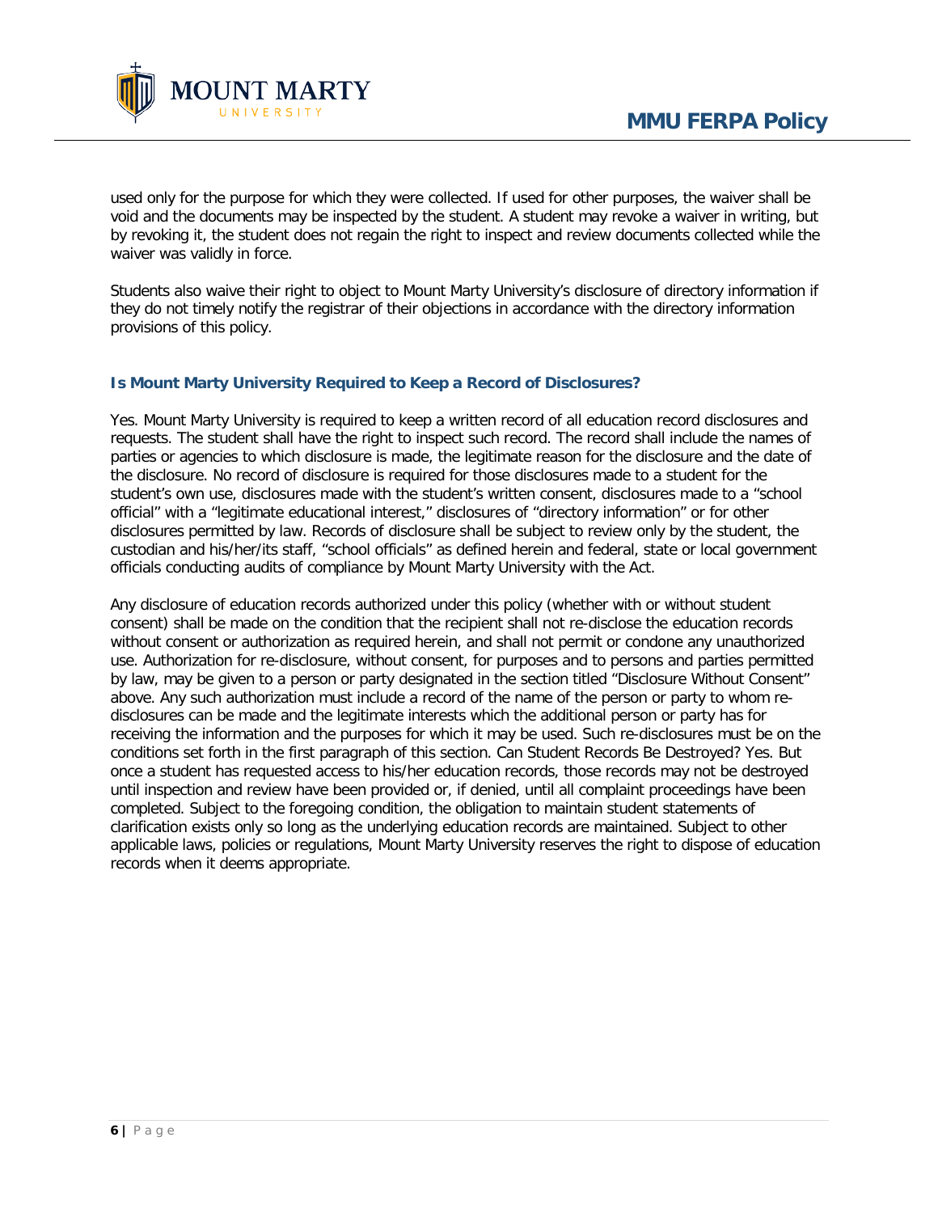used only for the purpose for which they were collected. If used for other purposes, the waiver shall be void and the documents may be inspected by the student. A student may revoke a waiver in writing, but by revoking it, the student does not regain the right to inspect and review documents collected while the waiver was validly in force.

Students also waive their right to object to Mount Marty University's disclosure of directory information if they do not timely notify the registrar of their objections in accordance with the directory information provisions of this policy.

### Is Mount Marty University Required to Keep a Record of Disclosures?

Yes. Mount Marty University is required to keep a written record of all education record disclosures and requests. The student shall have the right to inspect such record. The record shall include the names of parties or agencies to which disclosure is made, the legitimate reason for the disclosure and the date of the disclosure. No record of disclosure is required for those disclosures made to a student for the student's own use, disclosures made with the student's written consent, disclosures made to a "school official" with a "legitimate educational interest," disclosures of "directory information" or for other disclosures permitted by law. Records of disclosure shall be subject to review only by the student, the custodian and his/her/its staff, "school officials" as defined herein and federal, state or local government officials conducting audits of compliance by Mount Marty University with the Act.

Any disclosure of education records authorized under this policy (whether with or without student consent) shall be made on the condition that the recipient shall not re-disclose the education records without consent or authorization as required herein, and shall not permit or condone any unauthorized use. Authorization for re-disclosure, without consent, for purposes and to persons and parties permitted by law, may be given to a person or party designated in the section titled "Disclosure Without Consent" above. Any such authorization must include a record of the name of the person or party to whom re-disclosures can be made and the legitimate interests which the additional person or party has for receiving the information and the purposes for which it may be used. Such re-disclosures must be on the conditions set forth in the first paragraph of this section. Can Student Records Be Destroyed? Yes. But once a student has requested access to his/her education records, those records may not be destroyed until inspection and review have been provided or, if denied, until all complaint proceedings have been completed. Subject to the foregoing condition, the obligation to maintain student statements of clarification exists only so long as the underlying education records are maintained. Subject to other applicable laws, policies or regulations, Mount Marty University reserves the right to dispose of education records when it deems appropriate.